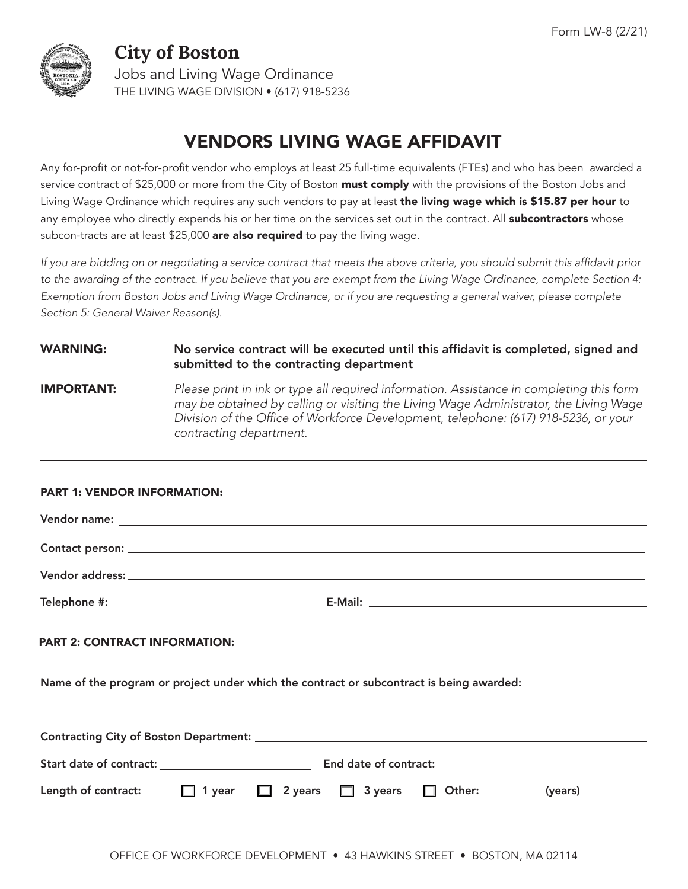Form LW-8 (2/21)

**City of Boston**

Jobs and Living Wage Ordinance

THE LIVING WAGE DIVISION • (617) 918-5236

# VENDORS LIVING WAGE AFFIDAVIT

Any for-profit or not-for-profit vendor who employs at least 25 full-time equivalents (FTEs) and who has been awarded a service contract of $25,000 or more from the City of Boston **must comply** with the provisions of the Boston Jobs and Living Wage Ordinance which requires any such vendors to pay at least **the living wage which is $15.87 per hour** to any employee who directly expends his or her time on the services set out in the contract. All **subcontractors** whose subcon-tracts are at least $25,000 **are also required** to pay the living wage.

*If you are bidding on or negotiating a service contract that meets the above criteria, you should submit this affidavit prior to the awarding of the contract. If you believe that you are exempt from the Living Wage Ordinance, complete Section 4: Exemption from Boston Jobs and Living Wage Ordinance, or if you are requesting a general waiver, please complete Section 5: General Waiver Reason(s).*

**WARNING:** No service contract will be executed until this affidavit is completed, signed and submitted to the contracting department

**IMPORTANT:** *Please print in ink or type all required information. Assistance in completing this form may be obtained by calling or visiting the Living Wage Administrator, the Living Wage Division of the Office of Workforce Development, telephone: (617) 918-5236, or your contracting department.*

---

## PART 1: VENDOR INFORMATION:

**Vendor name:** ____________________

**Contact person:** ____________________

**Vendor address:** ____________________

**Telephone #:** ____________________ **E-Mail:** ____________________

## PART 2: CONTRACT INFORMATION:

**Name of the program or project under which the contract or subcontract is being awarded:**

____________________

**Contracting City of Boston Department:** ____________________

**Start date of contract:** ____________________ **End date of contract:** ____________________

**Length of contract:** ☐ 1 year ☐ 2 years ☐ 3 years ☐ Other: __________ (years)

OFFICE OF WORKFORCE DEVELOPMENT • 43 HAWKINS STREET • BOSTON, MA 02114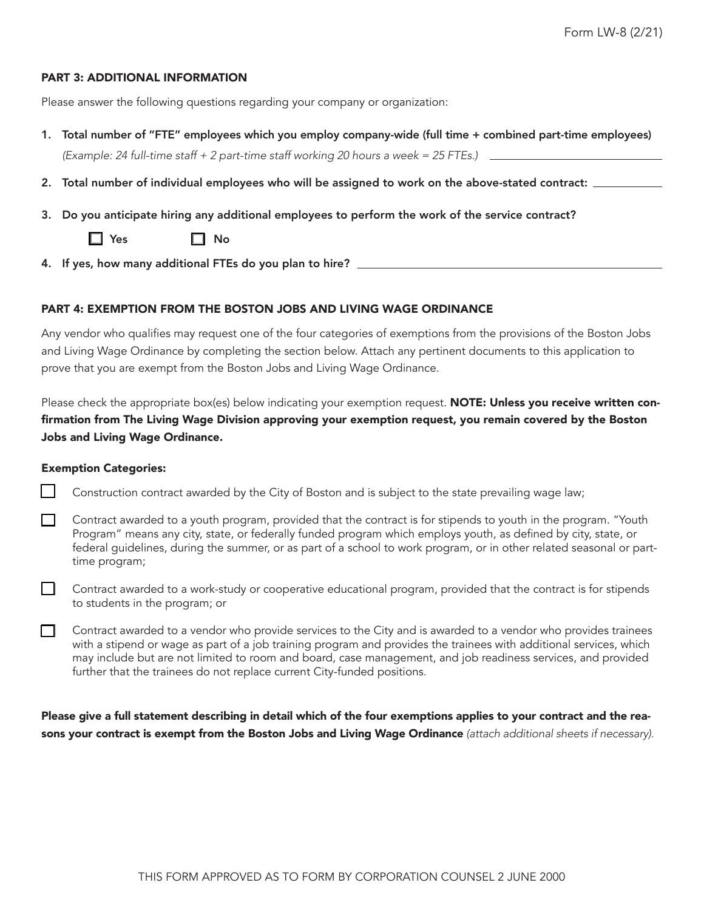### PART 3: ADDITIONAL INFORMATION

Please answer the following questions regarding your company or organization:

1. **Total number of "FTE" employees which you employ company-wide (full time + combined part-time employees)**
   *(Example: 24 full-time staff + 2 part-time staff working 20 hours a week = 25 FTEs.)* ______________________
2. **Total number of individual employees who will be assigned to work on the above-stated contract:** __________
3. **Do you anticipate hiring any additional employees to perform the work of the service contract?**

   ☐ **Yes** ☐ **No**

4. **If yes, how many additional FTEs do you plan to hire?** ________________________________________

### PART 4: EXEMPTION FROM THE BOSTON JOBS AND LIVING WAGE ORDINANCE

Any vendor who qualifies may request one of the four categories of exemptions from the provisions of the Boston Jobs and Living Wage Ordinance by completing the section below. Attach any pertinent documents to this application to prove that you are exempt from the Boston Jobs and Living Wage Ordinance.

Please check the appropriate box(es) below indicating your exemption request. **NOTE: Unless you receive written confirmation from The Living Wage Division approving your exemption request, you remain covered by the Boston Jobs and Living Wage Ordinance.**

**Exemption Categories:**

☐ Construction contract awarded by the City of Boston and is subject to the state prevailing wage law;

☐ Contract awarded to a youth program, provided that the contract is for stipends to youth in the program. "Youth Program" means any city, state, or federally funded program which employs youth, as defined by city, state, or federal guidelines, during the summer, or as part of a school to work program, or in other related seasonal or part-time program;

☐ Contract awarded to a work-study or cooperative educational program, provided that the contract is for stipends to students in the program; or

☐ Contract awarded to a vendor who provide services to the City and is awarded to a vendor who provides trainees with a stipend or wage as part of a job training program and provides the trainees with additional services, which may include but are not limited to room and board, case management, and job readiness services, and provided further that the trainees do not replace current City-funded positions.

**Please give a full statement describing in detail which of the four exemptions applies to your contract and the reasons your contract is exempt from the Boston Jobs and Living Wage Ordinance** *(attach additional sheets if necessary).*

THIS FORM APPROVED AS TO FORM BY CORPORATION COUNSEL 2 JUNE 2000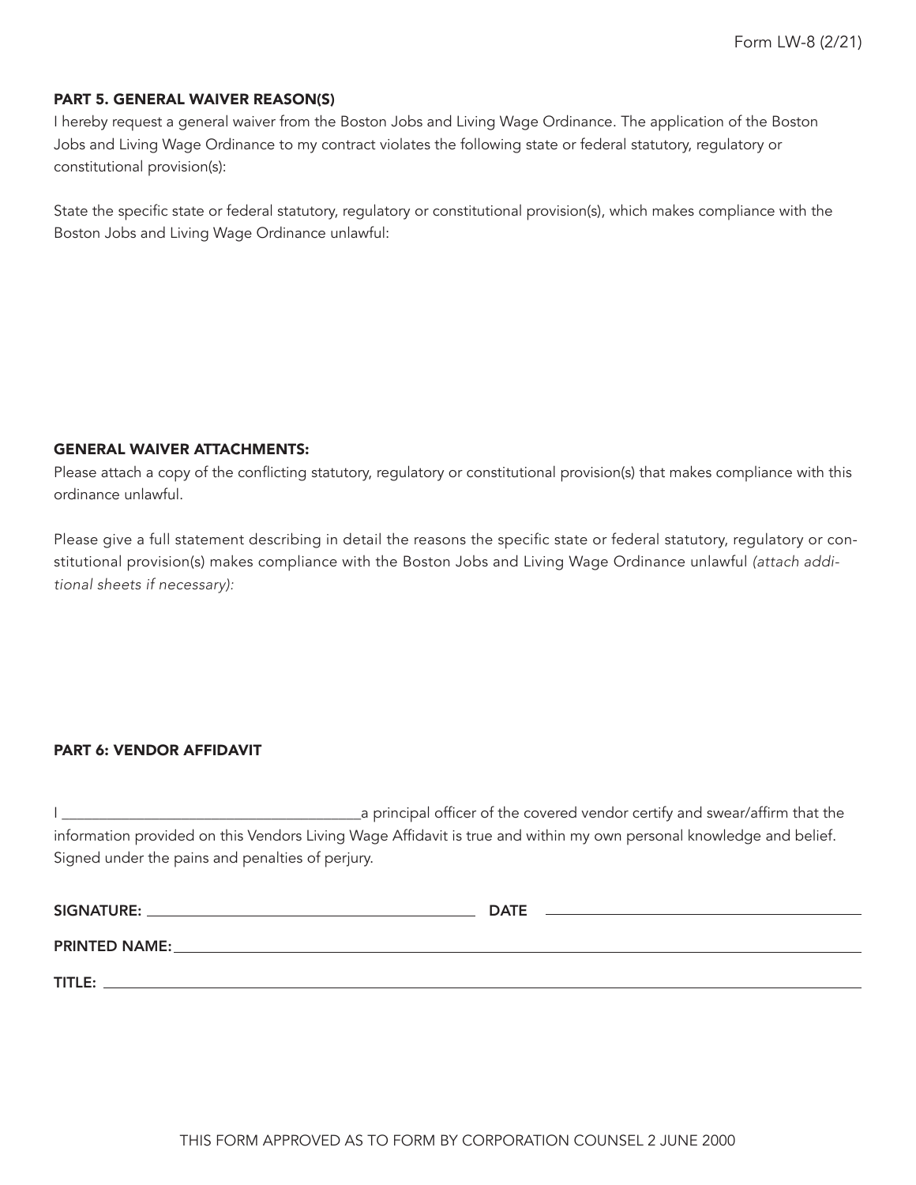### PART 5. GENERAL WAIVER REASON(S)

I hereby request a general waiver from the Boston Jobs and Living Wage Ordinance. The application of the Boston Jobs and Living Wage Ordinance to my contract violates the following state or federal statutory, regulatory or constitutional provision(s):

State the specific state or federal statutory, regulatory or constitutional provision(s), which makes compliance with the Boston Jobs and Living Wage Ordinance unlawful:

### GENERAL WAIVER ATTACHMENTS:

Please attach a copy of the conflicting statutory, regulatory or constitutional provision(s) that makes compliance with this ordinance unlawful.

Please give a full statement describing in detail the reasons the specific state or federal statutory, regulatory or constitutional provision(s) makes compliance with the Boston Jobs and Living Wage Ordinance unlawful *(attach additional sheets if necessary):*

### PART 6: VENDOR AFFIDAVIT

I ______________________________ a principal officer of the covered vendor certify and swear/affirm that the information provided on this Vendors Living Wage Affidavit is true and within my own personal knowledge and belief. Signed under the pains and penalties of perjury.

**SIGNATURE:** ______________________________ **DATE** ______________________________

**PRINTED NAME:** ______________________________

**TITLE:** ______________________________

THIS FORM APPROVED AS TO FORM BY CORPORATION COUNSEL 2 JUNE 2000